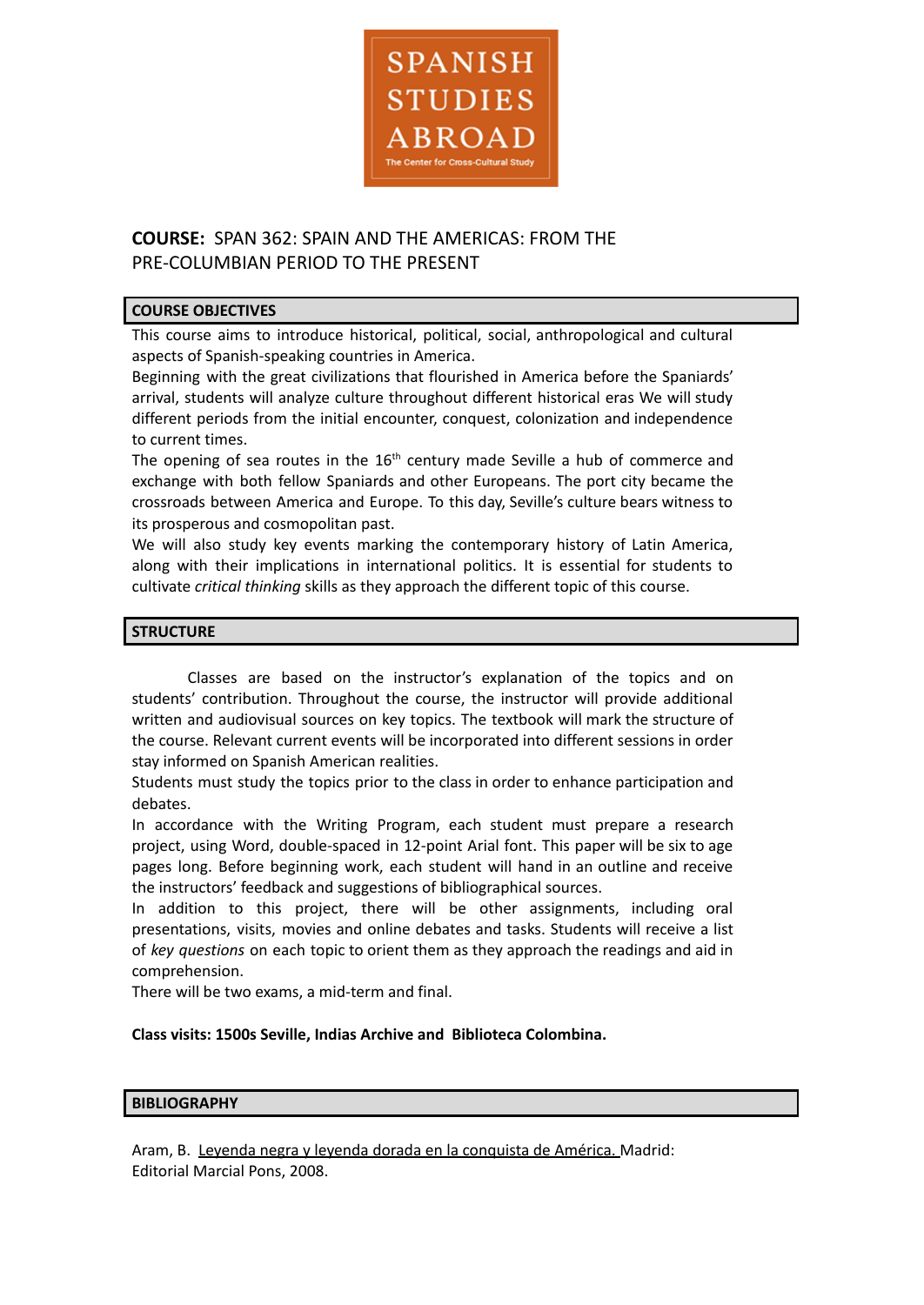SPANISH STUDIES ABROAD

The Center for Cross-Cultural Study

**COURSE:** SPAN 362: SPAIN AND THE AMERICAS: FROM THE PRE-COLUMBIAN PERIOD TO THE PRESENT

## COURSE OBJECTIVES

This course aims to introduce historical, political, social, anthropological and cultural aspects of Spanish-speaking countries in America.
Beginning with the great civilizations that flourished in America before the Spaniards' arrival, students will analyze culture throughout different historical eras We will study different periods from the initial encounter, conquest, colonization and independence to current times.
The opening of sea routes in the 16th century made Seville a hub of commerce and exchange with both fellow Spaniards and other Europeans. The port city became the crossroads between America and Europe. To this day, Seville's culture bears witness to its prosperous and cosmopolitan past.
We will also study key events marking the contemporary history of Latin America, along with their implications in international politics. It is essential for students to cultivate *critical thinking* skills as they approach the different topic of this course.

## STRUCTURE

Classes are based on the instructor's explanation of the topics and on students' contribution. Throughout the course, the instructor will provide additional written and audiovisual sources on key topics. The textbook will mark the structure of the course. Relevant current events will be incorporated into different sessions in order stay informed on Spanish American realities.
Students must study the topics prior to the class in order to enhance participation and debates.
In accordance with the Writing Program, each student must prepare a research project, using Word, double-spaced in 12-point Arial font. This paper will be six to age pages long. Before beginning work, each student will hand in an outline and receive the instructors' feedback and suggestions of bibliographical sources.
In addition to this project, there will be other assignments, including oral presentations, visits, movies and online debates and tasks. Students will receive a list of *key questions* on each topic to orient them as they approach the readings and aid in comprehension.
There will be two exams, a mid-term and final.

**Class visits: 1500s Seville, Indias Archive and Biblioteca Colombina.**

## BIBLIOGRAPHY

Aram, B. Leyenda negra y leyenda dorada en la conquista de América. Madrid: Editorial Marcial Pons, 2008.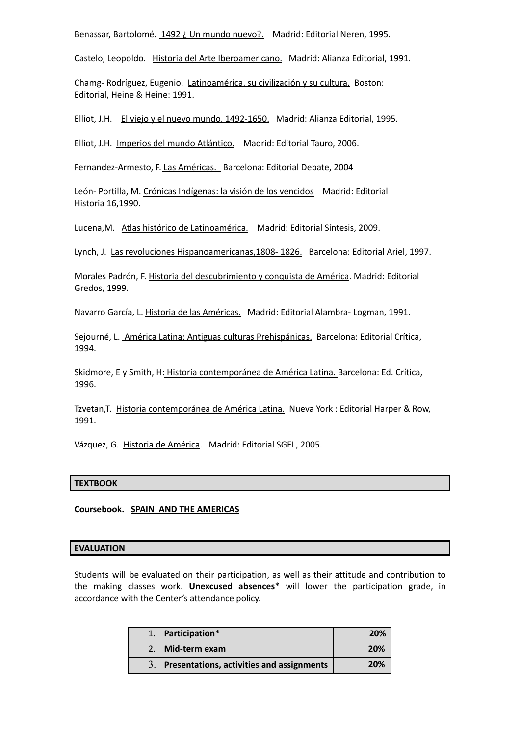Benassar, Bartolomé. 1492 ¿ Un mundo nuevo?. Madrid: Editorial Neren, 1995.

Castelo, Leopoldo. Historia del Arte Iberoamericano. Madrid: Alianza Editorial, 1991.

Chamg- Rodríguez, Eugenio. Latinoamérica, su civilización y su cultura. Boston: Editorial, Heine & Heine: 1991.

Elliot, J.H. El viejo y el nuevo mundo, 1492-1650. Madrid: Alianza Editorial, 1995.

Elliot, J.H. Imperios del mundo Atlántico. Madrid: Editorial Tauro, 2006.

Fernandez-Armesto, F. Las Américas. Barcelona: Editorial Debate, 2004

León- Portilla, M. Crónicas Indígenas: la visión de los vencidos Madrid: Editorial Historia 16,1990.

Lucena,M. Atlas histórico de Latinoamérica. Madrid: Editorial Síntesis, 2009.

Lynch, J. Las revoluciones Hispanoamericanas,1808- 1826. Barcelona: Editorial Ariel, 1997.

Morales Padrón, F. Historia del descubrimiento y conquista de América. Madrid: Editorial Gredos, 1999.

Navarro García, L. Historia de las Américas. Madrid: Editorial Alambra- Logman, 1991.

Sejourné, L. América Latina: Antiguas culturas Prehispánicas. Barcelona: Editorial Crítica, 1994.

Skidmore, E y Smith, H: Historia contemporánea de América Latina. Barcelona: Ed. Crítica, 1996.

Tzvetan,T. Historia contemporánea de América Latina. Nueva York : Editorial Harper & Row, 1991.

Vázquez, G. Historia de América. Madrid: Editorial SGEL, 2005.

## TEXTBOOK

**Coursebook. SPAIN AND THE AMERICAS**

## EVALUATION

Students will be evaluated on their participation, as well as their attitude and contribution to the making classes work. **Unexcused absences*** will lower the participation grade, in accordance with the Center's attendance policy.

| | |
|---|---|
| 1. **Participation*** | **20%** |
| 2. **Mid-term exam** | **20%** |
| 3. **Presentations, activities and assignments** | **20%** |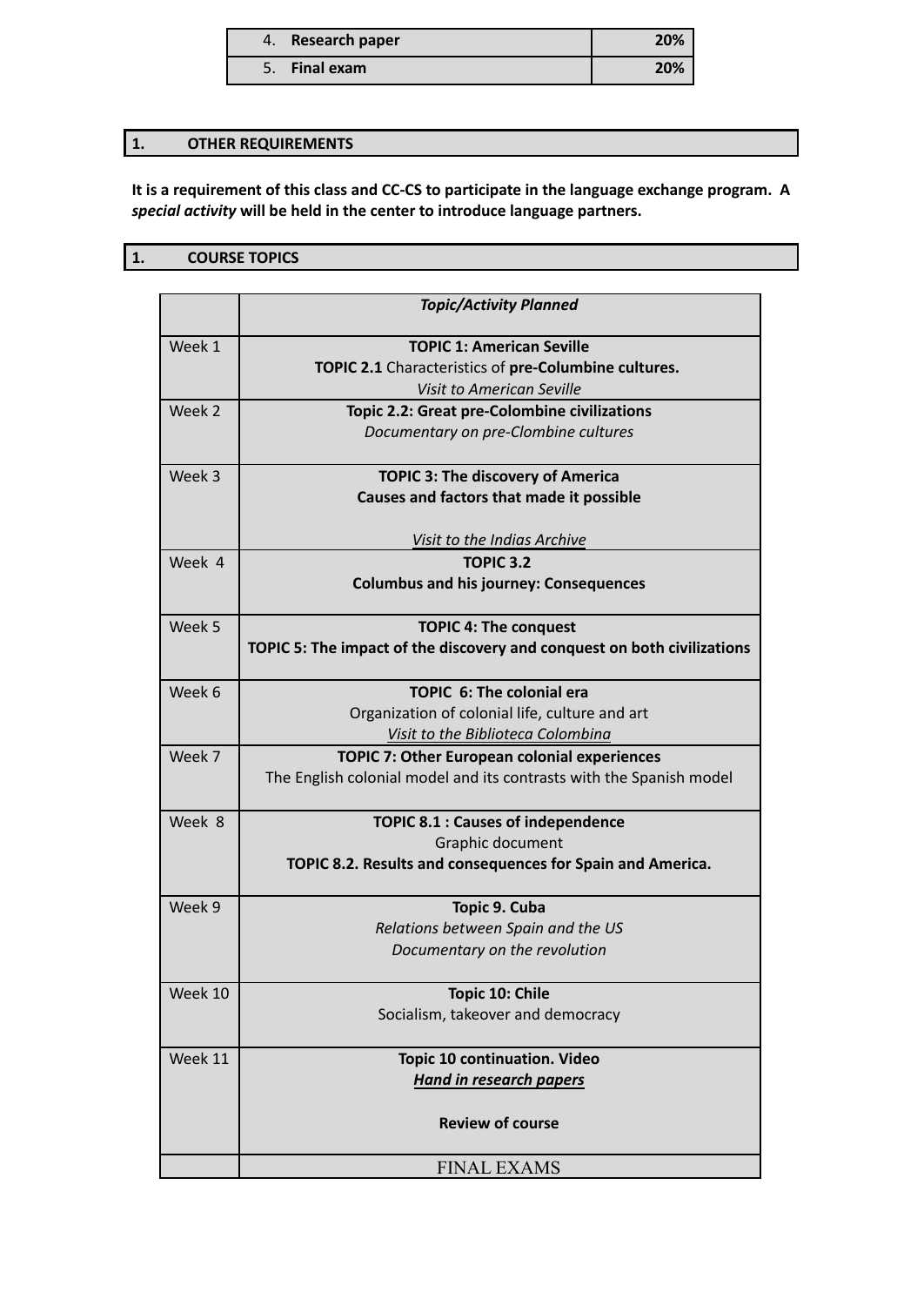| | | |
|---|---|---|
| 4. | **Research paper** | **20%** |
| 5. | **Final exam** | **20%** |

## 1. OTHER REQUIREMENTS

**It is a requirement of this class and CC-CS to participate in the language exchange program. A *special activity* will be held in the center to introduce language partners.**

## 1. COURSE TOPICS

| | ***Topic/Activity Planned*** |
|---|---|
| Week 1 | **TOPIC 1: American Seville**<br>**TOPIC 2.1** Characteristics of **pre-Columbine cultures.**<br>*Visit to American Seville* |
| Week 2 | **Topic 2.2: Great pre-Colombine civilizations**<br>*Documentary on pre-Clombine cultures* |
| Week 3 | **TOPIC 3: The discovery of America**<br>**Causes and factors that made it possible**<br>*Visit to the Indias Archive* |
| Week 4 | **TOPIC 3.2**<br>**Columbus and his journey: Consequences** |
| Week 5 | **TOPIC 4: The conquest**<br>**TOPIC 5: The impact of the discovery and conquest on both civilizations** |
| Week 6 | **TOPIC 6: The colonial era**<br>Organization of colonial life, culture and art<br>*Visit to the Biblioteca Colombina* |
| Week 7 | **TOPIC 7: Other European colonial experiences**<br>The English colonial model and its contrasts with the Spanish model |
| Week 8 | **TOPIC 8.1 : Causes of independence**<br>Graphic document<br>**TOPIC 8.2. Results and consequences for Spain and America.** |
| Week 9 | **Topic 9. Cuba**<br>*Relations between Spain and the US*<br>*Documentary on the revolution* |
| Week 10 | **Topic 10: Chile**<br>Socialism, takeover and democracy |
| Week 11 | **Topic 10 continuation. Video**<br>***Hand in research papers***<br>**Review of course** |
| | FINAL EXAMS |